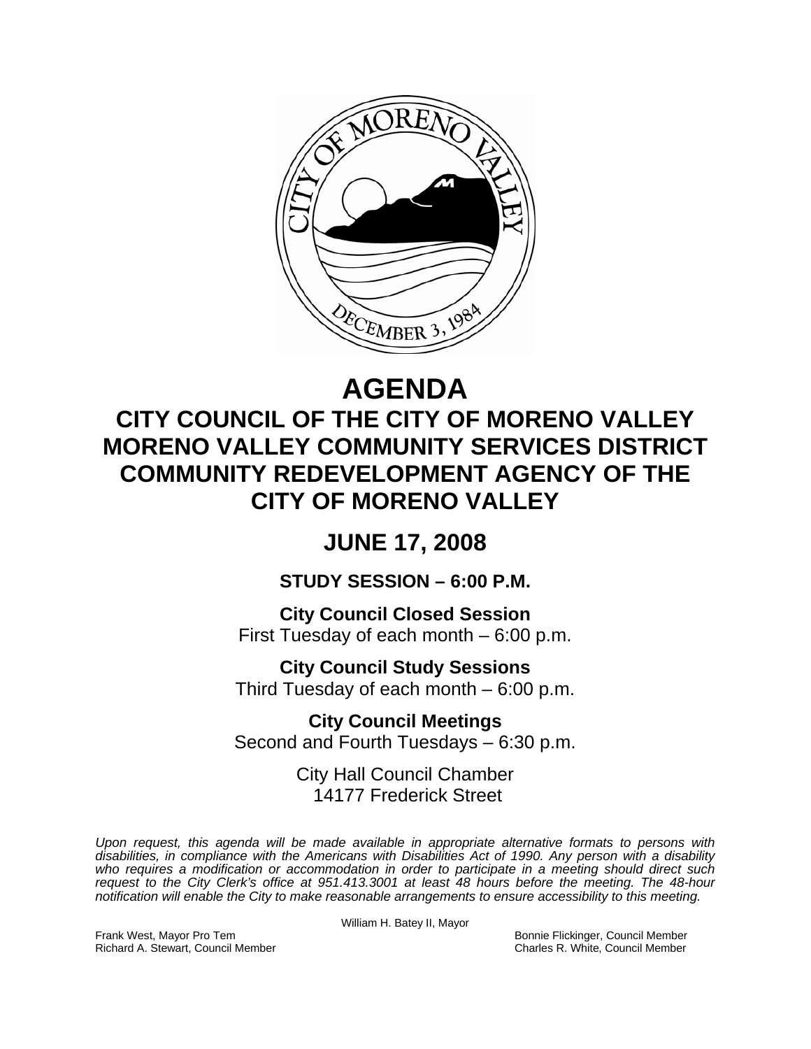# AGENDA

## CITY COUNCIL OF THE CITY OF MORENO VALLEY
## MORENO VALLEY COMMUNITY SERVICES DISTRICT
## COMMUNITY REDEVELOPMENT AGENCY OF THE CITY OF MORENO VALLEY

## JUNE 17, 2008

### STUDY SESSION – 6:00 P.M.

**City Council Closed Session**
First Tuesday of each month – 6:00 p.m.

**City Council Study Sessions**
Third Tuesday of each month – 6:00 p.m.

**City Council Meetings**
Second and Fourth Tuesdays – 6:30 p.m.

City Hall Council Chamber
14177 Frederick Street

*Upon request, this agenda will be made available in appropriate alternative formats to persons with disabilities, in compliance with the Americans with Disabilities Act of 1990. Any person with a disability who requires a modification or accommodation in order to participate in a meeting should direct such request to the City Clerk's office at 951.413.3001 at least 48 hours before the meeting. The 48-hour notification will enable the City to make reasonable arrangements to ensure accessibility to this meeting.*

William H. Batey II, Mayor

Frank West, Mayor Pro Tem
Richard A. Stewart, Council Member
Bonnie Flickinger, Council Member
Charles R. White, Council Member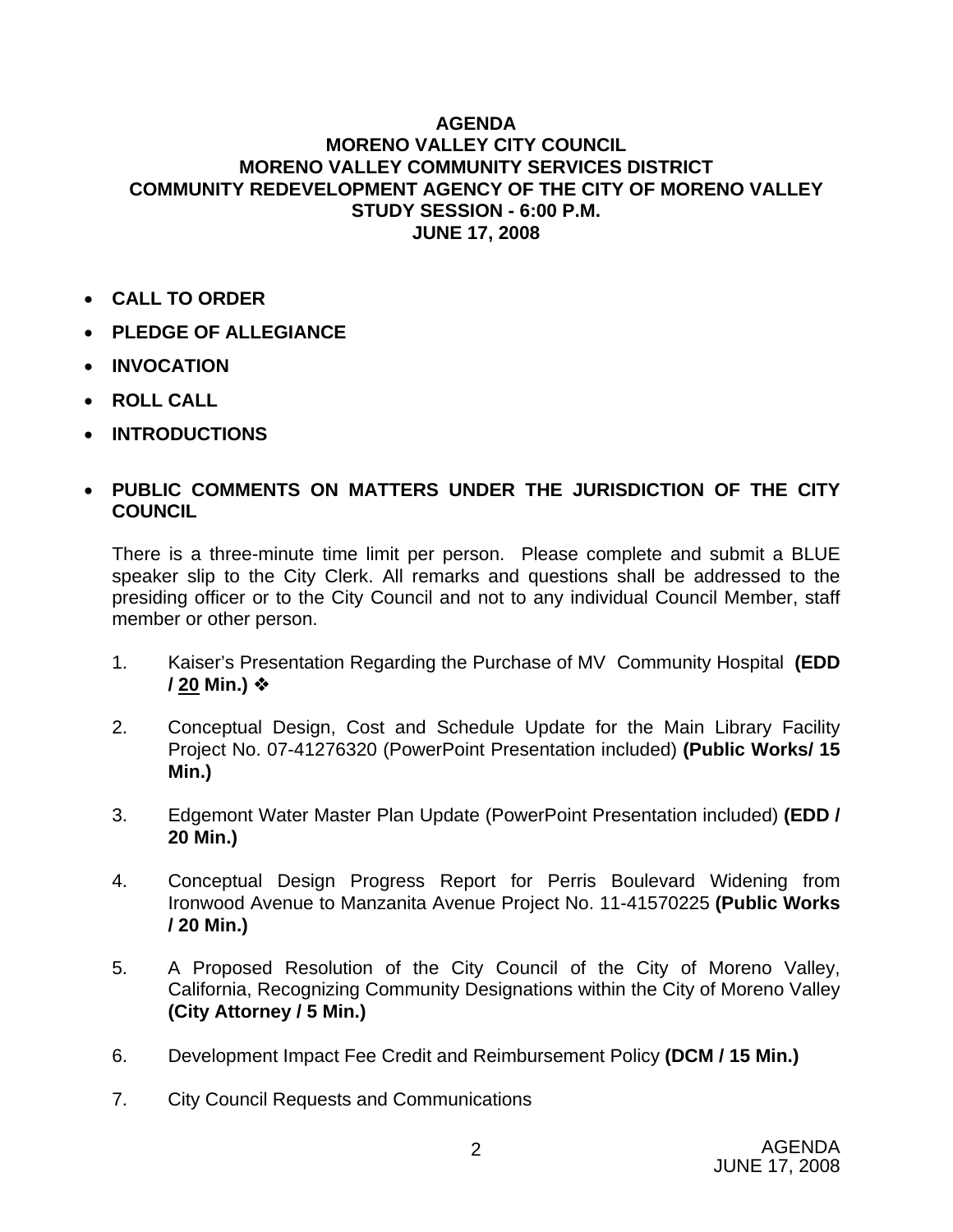**AGENDA**
**MORENO VALLEY CITY COUNCIL**
**MORENO VALLEY COMMUNITY SERVICES DISTRICT**
**COMMUNITY REDEVELOPMENT AGENCY OF THE CITY OF MORENO VALLEY**
**STUDY SESSION - 6:00 P.M.**
**JUNE 17, 2008**

- **CALL TO ORDER**
- **PLEDGE OF ALLEGIANCE**
- **INVOCATION**
- **ROLL CALL**
- **INTRODUCTIONS**
- **PUBLIC COMMENTS ON MATTERS UNDER THE JURISDICTION OF THE CITY COUNCIL**

  There is a three-minute time limit per person. Please complete and submit a BLUE speaker slip to the City Clerk. All remarks and questions shall be addressed to the presiding officer or to the City Council and not to any individual Council Member, staff member or other person.

1. Kaiser's Presentation Regarding the Purchase of MV Community Hospital **(EDD / 20 Min.)** ❖

2. Conceptual Design, Cost and Schedule Update for the Main Library Facility Project No. 07-41276320 (PowerPoint Presentation included) **(Public Works/ 15 Min.)**

3. Edgemont Water Master Plan Update (PowerPoint Presentation included) **(EDD / 20 Min.)**

4. Conceptual Design Progress Report for Perris Boulevard Widening from Ironwood Avenue to Manzanita Avenue Project No. 11-41570225 **(Public Works / 20 Min.)**

5. A Proposed Resolution of the City Council of the City of Moreno Valley, California, Recognizing Community Designations within the City of Moreno Valley **(City Attorney / 5 Min.)**

6. Development Impact Fee Credit and Reimbursement Policy **(DCM / 15 Min.)**

7. City Council Requests and Communications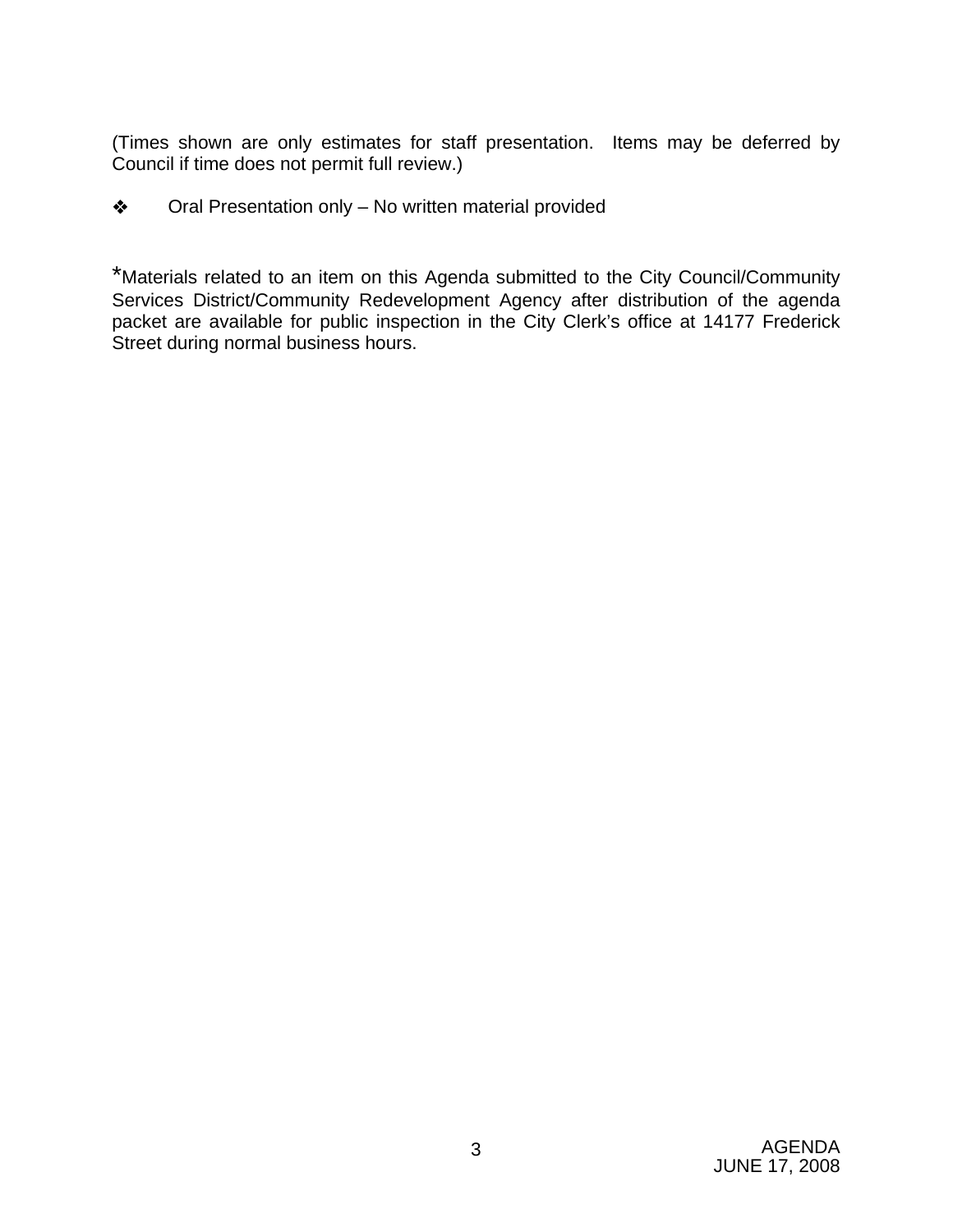(Times shown are only estimates for staff presentation. Items may be deferred by Council if time does not permit full review.)

❖ Oral Presentation only – No written material provided

*Materials related to an item on this Agenda submitted to the City Council/Community Services District/Community Redevelopment Agency after distribution of the agenda packet are available for public inspection in the City Clerk's office at 14177 Frederick Street during normal business hours.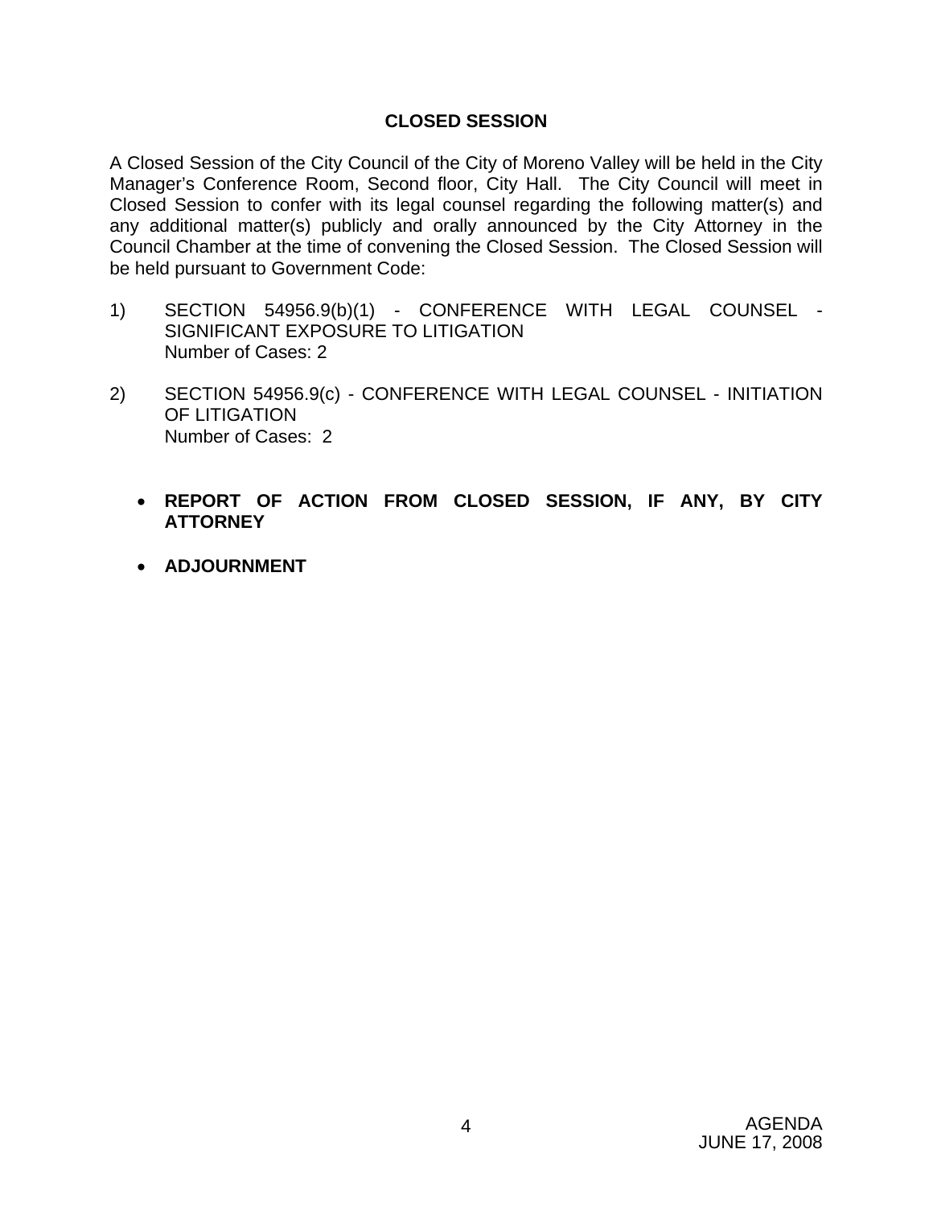## CLOSED SESSION

A Closed Session of the City Council of the City of Moreno Valley will be held in the City Manager's Conference Room, Second floor, City Hall. The City Council will meet in Closed Session to confer with its legal counsel regarding the following matter(s) and any additional matter(s) publicly and orally announced by the City Attorney in the Council Chamber at the time of convening the Closed Session. The Closed Session will be held pursuant to Government Code:

1) SECTION 54956.9(b)(1) - CONFERENCE WITH LEGAL COUNSEL - SIGNIFICANT EXPOSURE TO LITIGATION
   Number of Cases: 2

2) SECTION 54956.9(c) - CONFERENCE WITH LEGAL COUNSEL - INITIATION OF LITIGATION
   Number of Cases: 2

- **REPORT OF ACTION FROM CLOSED SESSION, IF ANY, BY CITY ATTORNEY**

- **ADJOURNMENT**